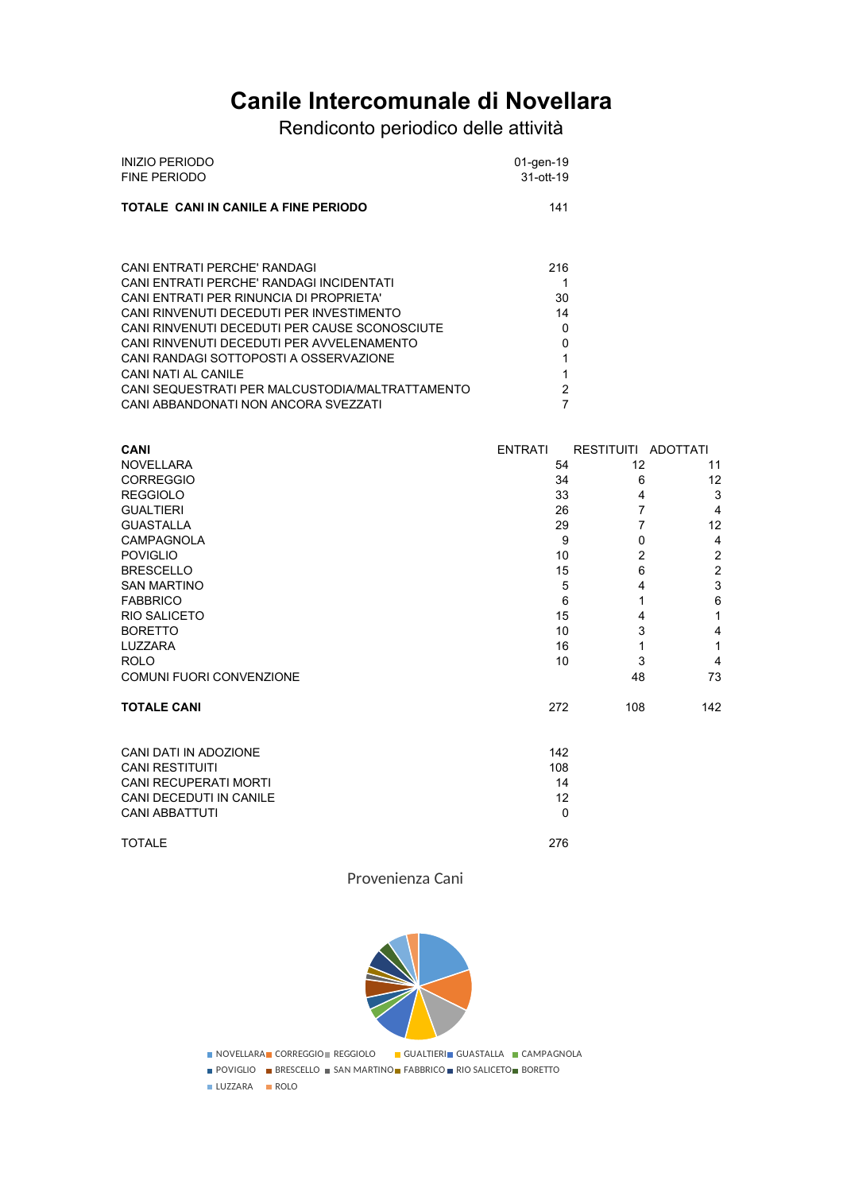# Canile Intercomunale di Novellara

## Rendiconto periodico delle attività

| | |
|---|---|
| INIZIO PERIODO | 01-gen-19 |
| FINE PERIODO | 31-ott-19 |
| **TOTALE CANI IN CANILE A FINE PERIODO** | 141 |

| | |
|---|---|
| CANI ENTRATI PERCHE' RANDAGI | 216 |
| CANI ENTRATI PERCHE' RANDAGI INCIDENTATI | 1 |
| CANI ENTRATI PER RINUNCIA DI PROPRIETA' | 30 |
| CANI RINVENUTI DECEDUTI PER INVESTIMENTO | 14 |
| CANI RINVENUTI DECEDUTI PER CAUSE SCONOSCIUTE | 0 |
| CANI RINVENUTI DECEDUTI PER AVVELENAMENTO | 0 |
| CANI RANDAGI SOTTOPOSTI A OSSERVAZIONE | 1 |
| CANI NATI AL CANILE | 1 |
| CANI SEQUESTRATI PER MALCUSTODIA/MALTRATTAMENTO | 2 |
| CANI ABBANDONATI NON ANCORA SVEZZATI | 7 |

| **CANI** | ENTRATI | RESTITUITI | ADOTTATI |
|---|---|---|---|
| NOVELLARA | 54 | 12 | 11 |
| CORREGGIO | 34 | 6 | 12 |
| REGGIOLO | 33 | 4 | 3 |
| GUALTIERI | 26 | 7 | 4 |
| GUASTALLA | 29 | 7 | 12 |
| CAMPAGNOLA | 9 | 0 | 4 |
| POVIGLIO | 10 | 2 | 2 |
| BRESCELLO | 15 | 6 | 2 |
| SAN MARTINO | 5 | 4 | 3 |
| FABBRICO | 6 | 1 | 6 |
| RIO SALICETO | 15 | 4 | 1 |
| BORETTO | 10 | 3 | 4 |
| LUZZARA | 16 | 1 | 1 |
| ROLO | 10 | 3 | 4 |
| COMUNI FUORI CONVENZIONE | | 48 | 73 |
| **TOTALE CANI** | 272 | 108 | 142 |

| | |
|---|---|
| CANI DATI IN ADOZIONE | 142 |
| CANI RESTITUITI | 108 |
| CANI RECUPERATI MORTI | 14 |
| CANI DECEDUTI IN CANILE | 12 |
| CANI ABBATTUTI | 0 |
| TOTALE | 276 |

Provenienza Cani

NOVELLARA, CORREGGIO, REGGIOLO, GUALTIERI, GUASTALLA, CAMPAGNOLA, POVIGLIO, BRESCELLO, SAN MARTINO, FABBRICO, RIO SALICETO, BORETTO, LUZZARA, ROLO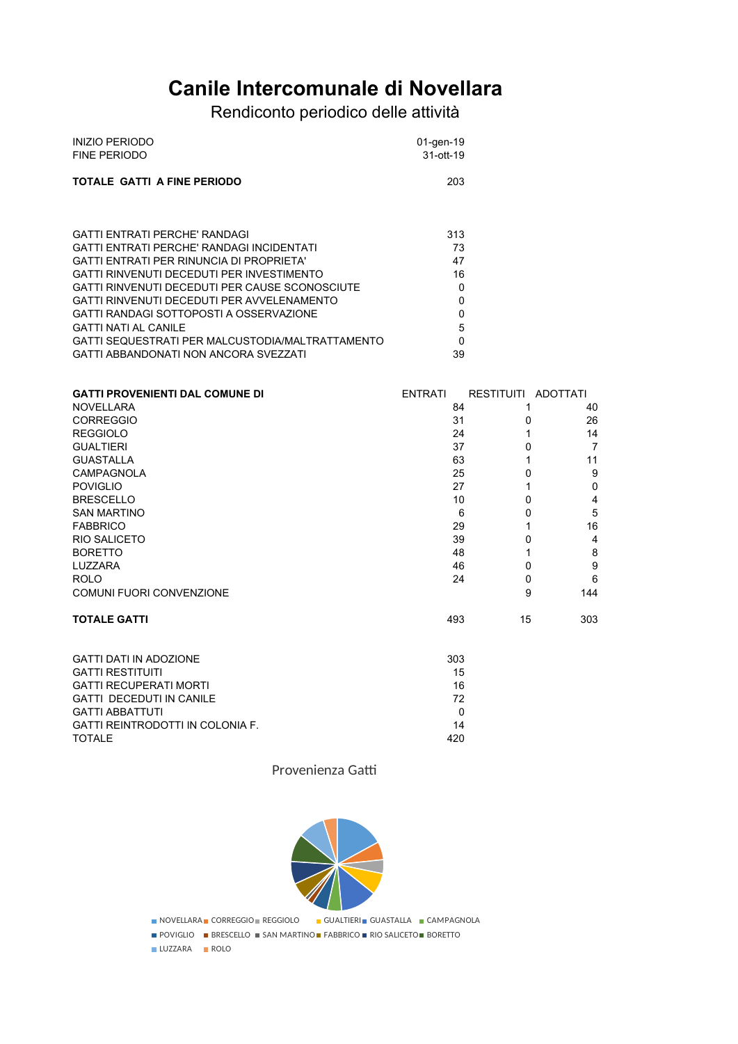# Canile Intercomunale di Novellara

Rendiconto periodico delle attività

| | |
|---|---|
| INIZIO PERIODO | 01-gen-19 |
| FINE PERIODO | 31-ott-19 |
| **TOTALE GATTI A FINE PERIODO** | 203 |

| | |
|---|---|
| GATTI ENTRATI PERCHE' RANDAGI | 313 |
| GATTI ENTRATI PERCHE' RANDAGI INCIDENTATI | 73 |
| GATTI ENTRATI PER RINUNCIA DI PROPRIETA' | 47 |
| GATTI RINVENUTI DECEDUTI PER INVESTIMENTO | 16 |
| GATTI RINVENUTI DECEDUTI PER CAUSE SCONOSCIUTE | 0 |
| GATTI RINVENUTI DECEDUTI PER AVVELENAMENTO | 0 |
| GATTI RANDAGI SOTTOPOSTI A OSSERVAZIONE | 0 |
| GATTI NATI AL CANILE | 5 |
| GATTI SEQUESTRATI PER MALCUSTODIA/MALTRATTAMENTO | 0 |
| GATTI ABBANDONATI NON ANCORA SVEZZATI | 39 |

| **GATTI PROVENIENTI DAL COMUNE DI** | ENTRATI | RESTITUITI | ADOTTATI |
|---|---|---|---|
| NOVELLARA | 84 | 1 | 40 |
| CORREGGIO | 31 | 0 | 26 |
| REGGIOLO | 24 | 1 | 14 |
| GUALTIERI | 37 | 0 | 7 |
| GUASTALLA | 63 | 1 | 11 |
| CAMPAGNOLA | 25 | 0 | 9 |
| POVIGLIO | 27 | 1 | 0 |
| BRESCELLO | 10 | 0 | 4 |
| SAN MARTINO | 6 | 0 | 5 |
| FABBRICO | 29 | 1 | 16 |
| RIO SALICETO | 39 | 0 | 4 |
| BORETTO | 48 | 1 | 8 |
| LUZZARA | 46 | 0 | 9 |
| ROLO | 24 | 0 | 6 |
| COMUNI FUORI CONVENZIONE | | 9 | 144 |
| **TOTALE GATTI** | 493 | 15 | 303 |

| | |
|---|---|
| GATTI DATI IN ADOZIONE | 303 |
| GATTI RESTITUITI | 15 |
| GATTI RECUPERATI MORTI | 16 |
| GATTI DECEDUTI IN CANILE | 72 |
| GATTI ABBATTUTI | 0 |
| GATTI REINTRODOTTI IN COLONIA F. | 14 |
| TOTALE | 420 |

Provenienza Gatti

NOVELLARA, CORREGGIO, REGGIOLO, GUALTIERI, GUASTALLA, CAMPAGNOLA, POVIGLIO, BRESCELLO, SAN MARTINO, FABBRICO, RIO SALICETO, BORETTO, LUZZARA, ROLO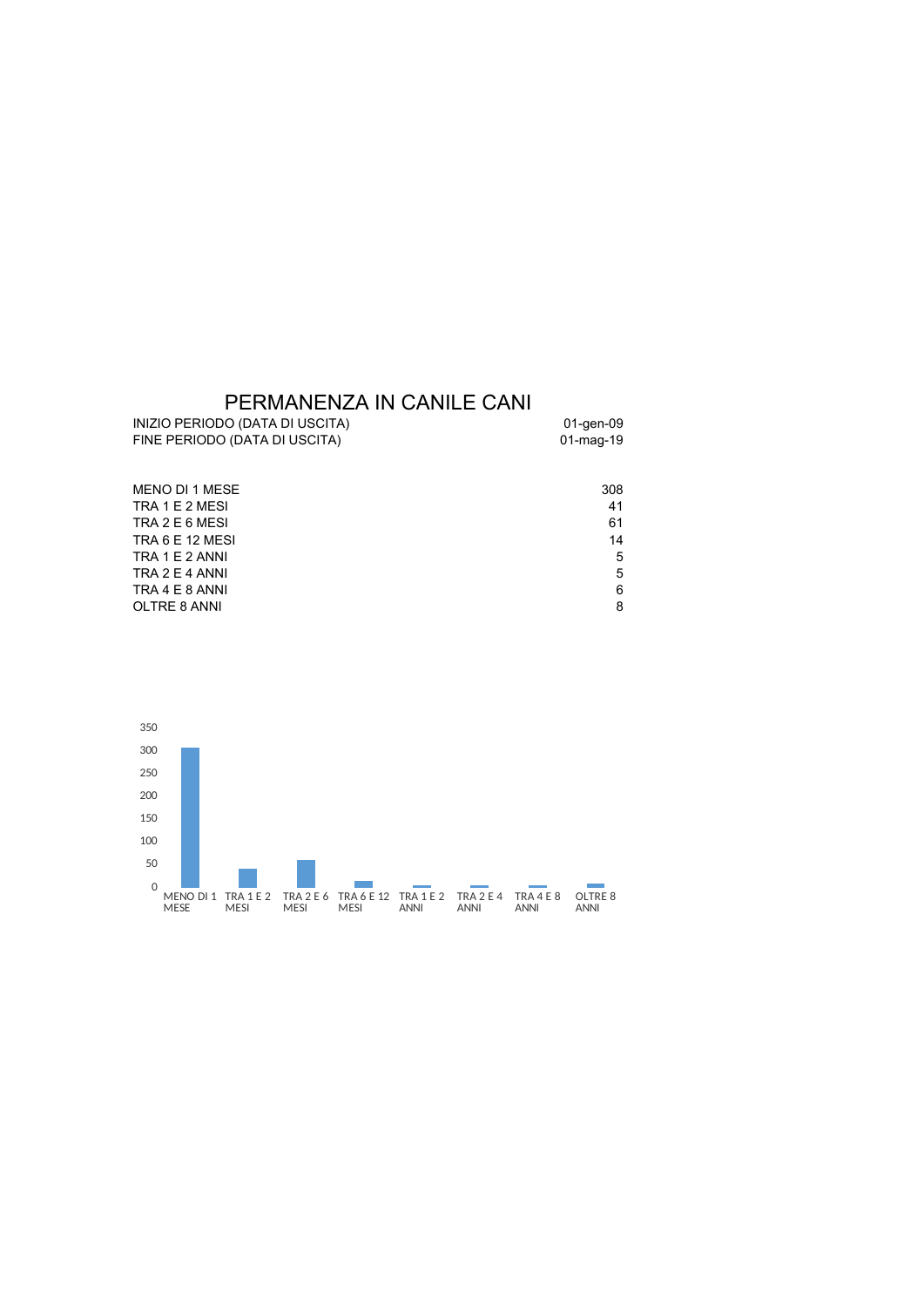# PERMANENZA IN CANILE CANI

| | |
|---|---|
| INIZIO PERIODO (DATA DI USCITA) | 01-gen-09 |
| FINE PERIODO (DATA DI USCITA) | 01-mag-19 |

| | |
|---|---|
| MENO DI 1 MESE | 308 |
| TRA 1 E 2 MESI | 41 |
| TRA 2 E 6 MESI | 61 |
| TRA 6 E 12 MESI | 14 |
| TRA 1 E 2 ANNI | 5 |
| TRA 2 E 4 ANNI | 5 |
| TRA 4 E 8 ANNI | 6 |
| OLTRE 8 ANNI | 8 |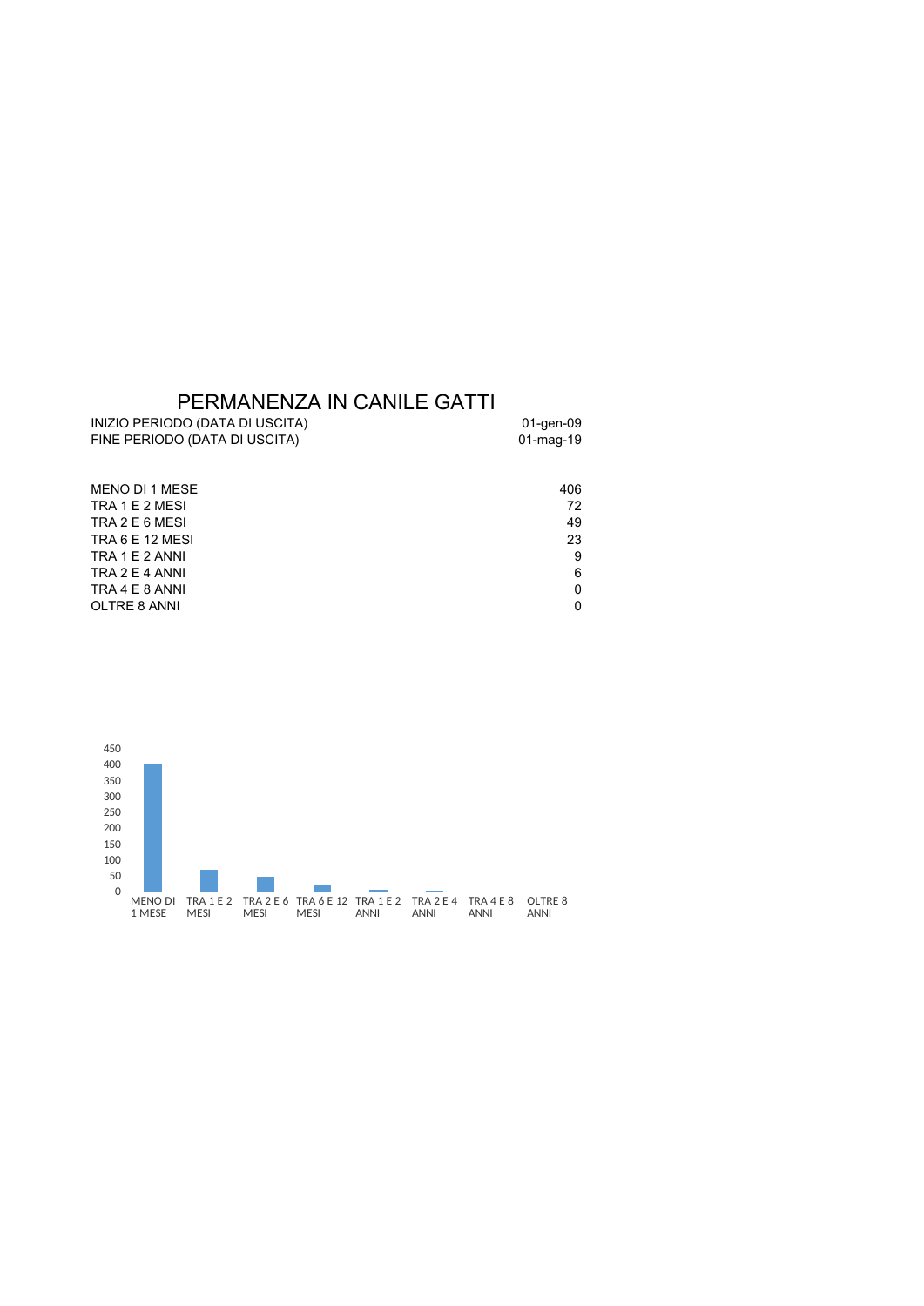# PERMANENZA IN CANILE GATTI

| | |
|---|---|
| INIZIO PERIODO (DATA DI USCITA) | 01-gen-09 |
| FINE PERIODO (DATA DI USCITA) | 01-mag-19 |

| | |
|---|---|
| MENO DI 1 MESE | 406 |
| TRA 1 E 2 MESI | 72 |
| TRA 2 E 6 MESI | 49 |
| TRA 6 E 12 MESI | 23 |
| TRA 1 E 2 ANNI | 9 |
| TRA 2 E 4 ANNI | 6 |
| TRA 4 E 8 ANNI | 0 |
| OLTRE 8 ANNI | 0 |

450
400
350
300
250
200
150
100
50
0

MENO DI 1 MESE
TRA 1 E 2 MESI
TRA 2 E 6 MESI
TRA 6 E 12 MESI
TRA 1 E 2 ANNI
TRA 2 E 4 ANNI
TRA 4 E 8 ANNI
OLTRE 8 ANNI